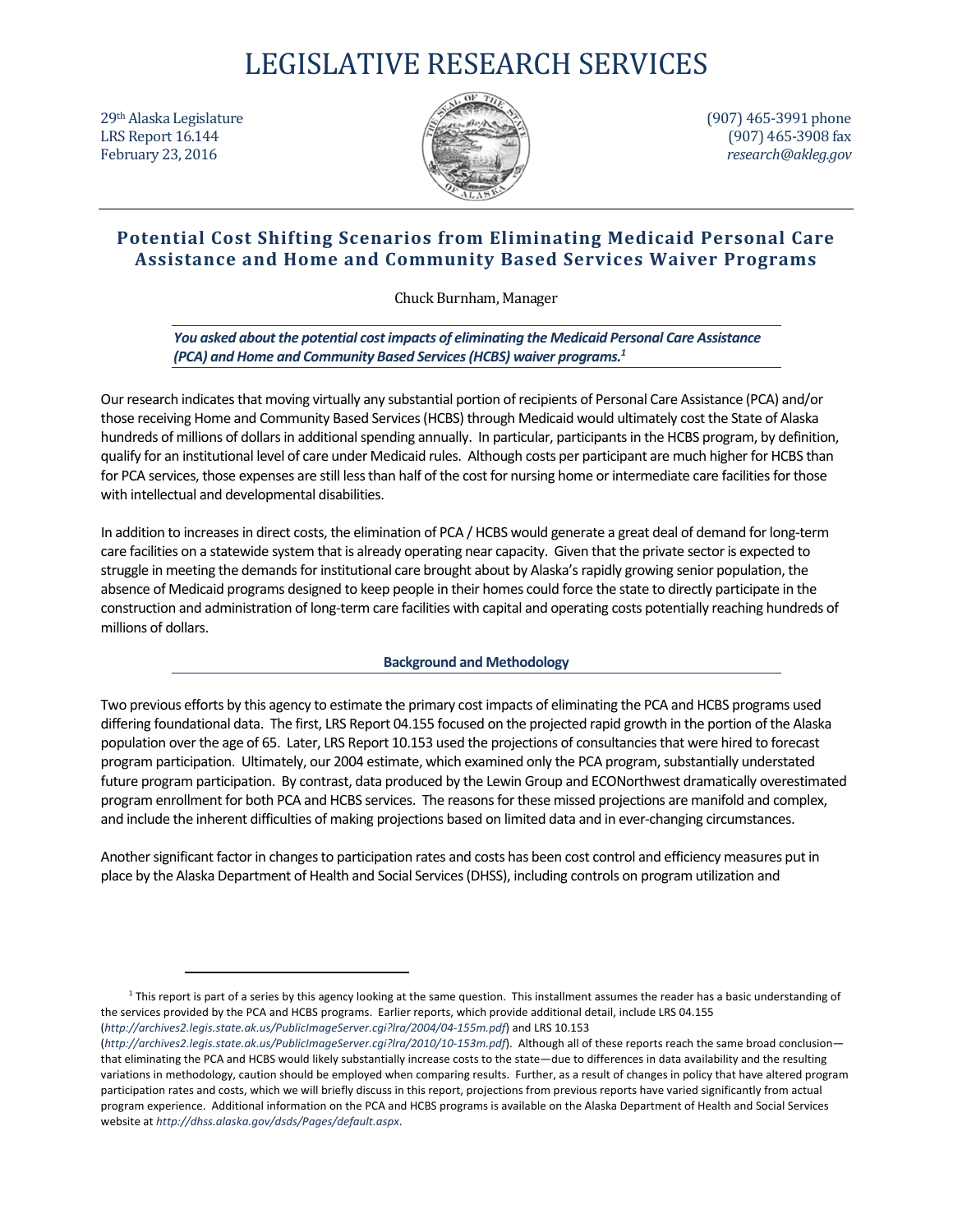# LEGISLATIVE RESEARCH SERVICES

29th Alaska Legislature
LRS Report 16.144
February 23, 2016

(907) 465-3991 phone
(907) 465-3908 fax
*research@akleg.gov*

## Potential Cost Shifting Scenarios from Eliminating Medicaid Personal Care Assistance and Home and Community Based Services Waiver Programs

Chuck Burnham, Manager

***You asked about the potential cost impacts of eliminating the Medicaid Personal Care Assistance (PCA) and Home and Community Based Services (HCBS) waiver programs.[1]***

Our research indicates that moving virtually any substantial portion of recipients of Personal Care Assistance (PCA) and/or those receiving Home and Community Based Services (HCBS) through Medicaid would ultimately cost the State of Alaska hundreds of millions of dollars in additional spending annually. In particular, participants in the HCBS program, by definition, qualify for an institutional level of care under Medicaid rules. Although costs per participant are much higher for HCBS than for PCA services, those expenses are still less than half of the cost for nursing home or intermediate care facilities for those with intellectual and developmental disabilities.

In addition to increases in direct costs, the elimination of PCA / HCBS would generate a great deal of demand for long-term care facilities on a statewide system that is already operating near capacity. Given that the private sector is expected to struggle in meeting the demands for institutional care brought about by Alaska's rapidly growing senior population, the absence of Medicaid programs designed to keep people in their homes could force the state to directly participate in the construction and administration of long-term care facilities with capital and operating costs potentially reaching hundreds of millions of dollars.

### Background and Methodology

Two previous efforts by this agency to estimate the primary cost impacts of eliminating the PCA and HCBS programs used differing foundational data. The first, LRS Report 04.155 focused on the projected rapid growth in the portion of the Alaska population over the age of 65. Later, LRS Report 10.153 used the projections of consultancies that were hired to forecast program participation. Ultimately, our 2004 estimate, which examined only the PCA program, substantially understated future program participation. By contrast, data produced by the Lewin Group and ECONorthwest dramatically overestimated program enrollment for both PCA and HCBS services. The reasons for these missed projections are manifold and complex, and include the inherent difficulties of making projections based on limited data and in ever-changing circumstances.

Another significant factor in changes to participation rates and costs has been cost control and efficiency measures put in place by the Alaska Department of Health and Social Services (DHSS), including controls on program utilization and

---

[1] This report is part of a series by this agency looking at the same question. This installment assumes the reader has a basic understanding of the services provided by the PCA and HCBS programs. Earlier reports, which provide additional detail, include LRS 04.155 (*http://archives2.legis.state.ak.us/PublicImageServer.cgi?lra/2004/04-155m.pdf*) and LRS 10.153 (*http://archives2.legis.state.ak.us/PublicImageServer.cgi?lra/2010/10-153m.pdf*). Although all of these reports reach the same broad conclusion—that eliminating the PCA and HCBS would likely substantially increase costs to the state—due to differences in data availability and the resulting variations in methodology, caution should be employed when comparing results. Further, as a result of changes in policy that have altered program participation rates and costs, which we will briefly discuss in this report, projections from previous reports have varied significantly from actual program experience. Additional information on the PCA and HCBS programs is available on the Alaska Department of Health and Social Services website at *http://dhss.alaska.gov/dsds/Pages/default.aspx*.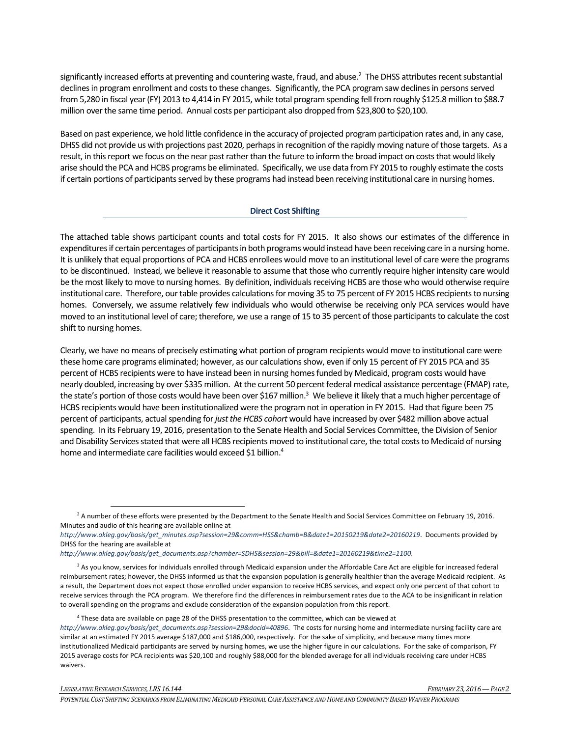significantly increased efforts at preventing and countering waste, fraud, and abuse.[2] The DHSS attributes recent substantial declines in program enrollment and costs to these changes. Significantly, the PCA program saw declines in persons served from 5,280 in fiscal year (FY) 2013 to 4,414 in FY 2015, while total program spending fell from roughly $125.8 million to $88.7 million over the same time period. Annual costs per participant also dropped from $23,800 to $20,100.

Based on past experience, we hold little confidence in the accuracy of projected program participation rates and, in any case, DHSS did not provide us with projections past 2020, perhaps in recognition of the rapidly moving nature of those targets. As a result, in this report we focus on the near past rather than the future to inform the broad impact on costs that would likely arise should the PCA and HCBS programs be eliminated. Specifically, we use data from FY 2015 to roughly estimate the costs if certain portions of participants served by these programs had instead been receiving institutional care in nursing homes.

## Direct Cost Shifting

The attached table shows participant counts and total costs for FY 2015. It also shows our estimates of the difference in expenditures if certain percentages of participants in both programs would instead have been receiving care in a nursing home. It is unlikely that equal proportions of PCA and HCBS enrollees would move to an institutional level of care were the programs to be discontinued. Instead, we believe it reasonable to assume that those who currently require higher intensity care would be the most likely to move to nursing homes. By definition, individuals receiving HCBS are those who would otherwise require institutional care. Therefore, our table provides calculations for moving 35 to 75 percent of FY 2015 HCBS recipients to nursing homes. Conversely, we assume relatively few individuals who would otherwise be receiving only PCA services would have moved to an institutional level of care; therefore, we use a range of 15 to 35 percent of those participants to calculate the cost shift to nursing homes.

Clearly, we have no means of precisely estimating what portion of program recipients would move to institutional care were these home care programs eliminated; however, as our calculations show, even if only 15 percent of FY 2015 PCA and 35 percent of HCBS recipients were to have instead been in nursing homes funded by Medicaid, program costs would have nearly doubled, increasing by over $335 million. At the current 50 percent federal medical assistance percentage (FMAP) rate, the state's portion of those costs would have been over $167 million.[3] We believe it likely that a much higher percentage of HCBS recipients would have been institutionalized were the program not in operation in FY 2015. Had that figure been 75 percent of participants, actual spending for *just the HCBS cohort* would have increased by over $482 million above actual spending. In its February 19, 2016, presentation to the Senate Health and Social Services Committee, the Division of Senior and Disability Services stated that were all HCBS recipients moved to institutional care, the total costs to Medicaid of nursing home and intermediate care facilities would exceed $1 billion.[4]

---

[2] A number of these efforts were presented by the Department to the Senate Health and Social Services Committee on February 19, 2016. Minutes and audio of this hearing are available online at *http://www.akleg.gov/basis/get_minutes.asp?session=29&comm=HSS&chamb=B&date1=20150219&date2=20160219*. Documents provided by DHSS for the hearing are available at *http://www.akleg.gov/basis/get_documents.asp?chamber=SDHS&session=29&bill=&date1=20160219&time2=1100*.

[3] As you know, services for individuals enrolled through Medicaid expansion under the Affordable Care Act are eligible for increased federal reimbursement rates; however, the DHSS informed us that the expansion population is generally healthier than the average Medicaid recipient. As a result, the Department does not expect those enrolled under expansion to receive HCBS services, and expect only one percent of that cohort to receive services through the PCA program. We therefore find the differences in reimbursement rates due to the ACA to be insignificant in relation to overall spending on the programs and exclude consideration of the expansion population from this report.

[4] These data are available on page 28 of the DHSS presentation to the committee, which can be viewed at *http://www.akleg.gov/basis/get_documents.asp?session=29&docid=40896*. The costs for nursing home and intermediate nursing facility care are similar at an estimated FY 2015 average $187,000 and $186,000, respectively. For the sake of simplicity, and because many times more institutionalized Medicaid participants are served by nursing homes, we use the higher figure in our calculations. For the sake of comparison, FY 2015 average costs for PCA recipients was $20,100 and roughly $88,000 for the blended average for all individuals receiving care under HCBS waivers.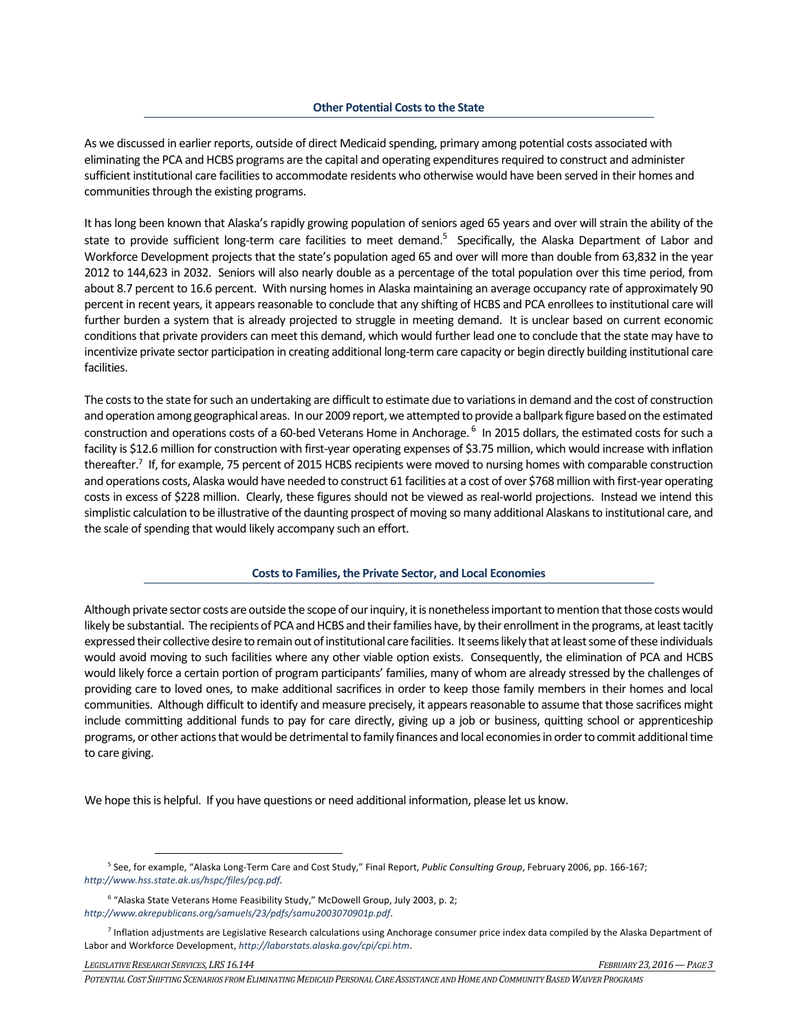## Other Potential Costs to the State

As we discussed in earlier reports, outside of direct Medicaid spending, primary among potential costs associated with eliminating the PCA and HCBS programs are the capital and operating expenditures required to construct and administer sufficient institutional care facilities to accommodate residents who otherwise would have been served in their homes and communities through the existing programs.

It has long been known that Alaska's rapidly growing population of seniors aged 65 years and over will strain the ability of the state to provide sufficient long-term care facilities to meet demand.[5] Specifically, the Alaska Department of Labor and Workforce Development projects that the state's population aged 65 and over will more than double from 63,832 in the year 2012 to 144,623 in 2032. Seniors will also nearly double as a percentage of the total population over this time period, from about 8.7 percent to 16.6 percent. With nursing homes in Alaska maintaining an average occupancy rate of approximately 90 percent in recent years, it appears reasonable to conclude that any shifting of HCBS and PCA enrollees to institutional care will further burden a system that is already projected to struggle in meeting demand. It is unclear based on current economic conditions that private providers can meet this demand, which would further lead one to conclude that the state may have to incentivize private sector participation in creating additional long-term care capacity or begin directly building institutional care facilities.

The costs to the state for such an undertaking are difficult to estimate due to variations in demand and the cost of construction and operation among geographical areas. In our 2009 report, we attempted to provide a ballpark figure based on the estimated construction and operations costs of a 60-bed Veterans Home in Anchorage.[6] In 2015 dollars, the estimated costs for such a facility is $12.6 million for construction with first-year operating expenses of $3.75 million, which would increase with inflation thereafter.[7] If, for example, 75 percent of 2015 HCBS recipients were moved to nursing homes with comparable construction and operations costs, Alaska would have needed to construct 61 facilities at a cost of over $768 million with first-year operating costs in excess of $228 million. Clearly, these figures should not be viewed as real-world projections. Instead we intend this simplistic calculation to be illustrative of the daunting prospect of moving so many additional Alaskans to institutional care, and the scale of spending that would likely accompany such an effort.

## Costs to Families, the Private Sector, and Local Economies

Although private sector costs are outside the scope of our inquiry, it is nonetheless important to mention that those costs would likely be substantial. The recipients of PCA and HCBS and their families have, by their enrollment in the programs, at least tacitly expressed their collective desire to remain out of institutional care facilities. It seems likely that at least some of these individuals would avoid moving to such facilities where any other viable option exists. Consequently, the elimination of PCA and HCBS would likely force a certain portion of program participants' families, many of whom are already stressed by the challenges of providing care to loved ones, to make additional sacrifices in order to keep those family members in their homes and local communities. Although difficult to identify and measure precisely, it appears reasonable to assume that those sacrifices might include committing additional funds to pay for care directly, giving up a job or business, quitting school or apprenticeship programs, or other actions that would be detrimental to family finances and local economies in order to commit additional time to care giving.

We hope this is helpful. If you have questions or need additional information, please let us know.

---

[5] See, for example, "Alaska Long-Term Care and Cost Study," Final Report, *Public Consulting Group*, February 2006, pp. 166-167; *http://www.hss.state.ak.us/hspc/files/pcg.pdf*.

[6] "Alaska State Veterans Home Feasibility Study," McDowell Group, July 2003, p. 2; *http://www.akrepublicans.org/samuels/23/pdfs/samu2003070901p.pdf*.

[7] Inflation adjustments are Legislative Research calculations using Anchorage consumer price index data compiled by the Alaska Department of Labor and Workforce Development, *http://laborstats.alaska.gov/cpi/cpi.htm*.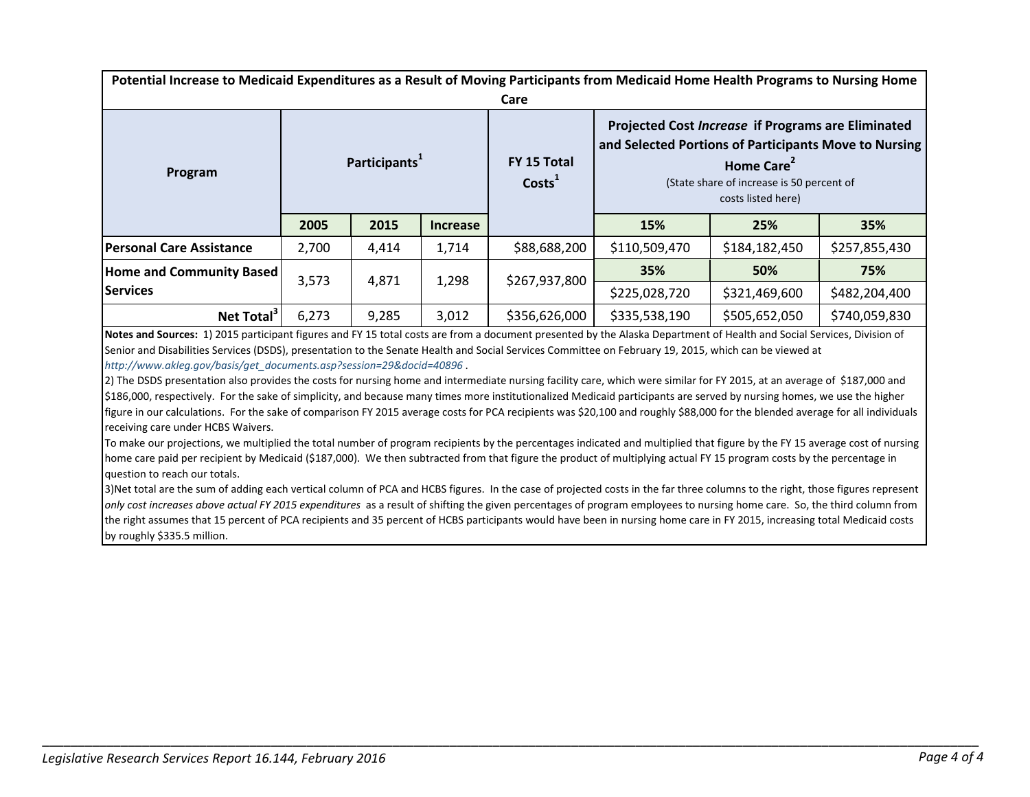**Potential Increase to Medicaid Expenditures as a Result of Moving Participants from Medicaid Home Health Programs to Nursing Home Care**

| Program | Participants[1] | | | FY 15 Total Costs[1] | Projected Cost *Increase* if Programs are Eliminated and Selected Portions of Participants Move to Nursing Home Care[2] (State share of increase is 50 percent of costs listed here) | | |
|---|---|---|---|---|---|---|---|
| | 2005 | 2015 | Increase | | 15% | 25% | 35% |
| **Personal Care Assistance** | 2,700 | 4,414 | 1,714 | $88,688,200 | $110,509,470 | $184,182,450 | $257,855,430 |
| | | | | | **35%** | **50%** | **75%** |
| **Home and Community Based Services** | 3,573 | 4,871 | 1,298 | $267,937,800 | $225,028,720 | $321,469,600 | $482,204,400 |
| **Net Total[3]** | 6,273 | 9,285 | 3,012 | $356,626,000 | $335,538,190 | $505,652,050 | $740,059,830 |

**Notes and Sources:** 1) 2015 participant figures and FY 15 total costs are from a document presented by the Alaska Department of Health and Social Services, Division of Senior and Disabilities Services (DSDS), presentation to the Senate Health and Social Services Committee on February 19, 2015, which can be viewed at *http://www.akleg.gov/basis/get_documents.asp?session=29&docid=40896* .

2) The DSDS presentation also provides the costs for nursing home and intermediate nursing facility care, which were similar for FY 2015, at an average of $187,000 and $186,000, respectively. For the sake of simplicity, and because many times more institutionalized Medicaid participants are served by nursing homes, we use the higher figure in our calculations. For the sake of comparison FY 2015 average costs for PCA recipients was $20,100 and roughly $88,000 for the blended average for all individuals receiving care under HCBS Waivers.

To make our projections, we multiplied the total number of program recipients by the percentages indicated and multiplied that figure by the FY 15 average cost of nursing home care paid per recipient by Medicaid ($187,000). We then subtracted from that figure the product of multiplying actual FY 15 program costs by the percentage in question to reach our totals.

3)Net total are the sum of adding each vertical column of PCA and HCBS figures. In the case of projected costs in the far three columns to the right, those figures represent *only cost increases above actual FY 2015 expenditures* as a result of shifting the given percentages of program employees to nursing home care. So, the third column from the right assumes that 15 percent of PCA recipients and 35 percent of HCBS participants would have been in nursing home care in FY 2015, increasing total Medicaid costs by roughly $335.5 million.